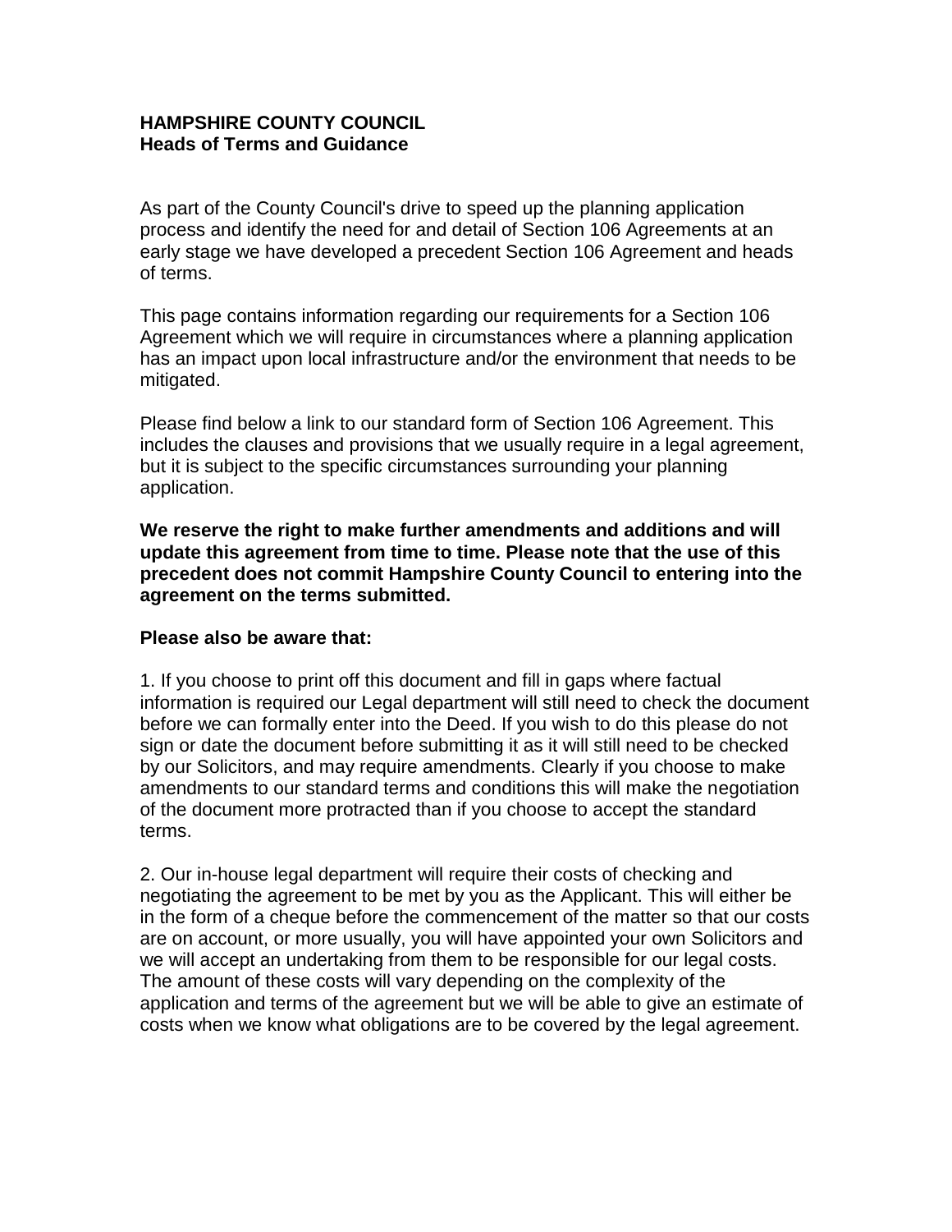**HAMPSHIRE COUNTY COUNCIL**
**Heads of Terms and Guidance**

As part of the County Council's drive to speed up the planning application process and identify the need for and detail of Section 106 Agreements at an early stage we have developed a precedent Section 106 Agreement and heads of terms.

This page contains information regarding our requirements for a Section 106 Agreement which we will require in circumstances where a planning application has an impact upon local infrastructure and/or the environment that needs to be mitigated.

Please find below a link to our standard form of Section 106 Agreement. This includes the clauses and provisions that we usually require in a legal agreement, but it is subject to the specific circumstances surrounding your planning application.

**We reserve the right to make further amendments and additions and will update this agreement from time to time. Please note that the use of this precedent does not commit Hampshire County Council to entering into the agreement on the terms submitted.**

**Please also be aware that:**

1. If you choose to print off this document and fill in gaps where factual information is required our Legal department will still need to check the document before we can formally enter into the Deed. If you wish to do this please do not sign or date the document before submitting it as it will still need to be checked by our Solicitors, and may require amendments. Clearly if you choose to make amendments to our standard terms and conditions this will make the negotiation of the document more protracted than if you choose to accept the standard terms.

2. Our in-house legal department will require their costs of checking and negotiating the agreement to be met by you as the Applicant. This will either be in the form of a cheque before the commencement of the matter so that our costs are on account, or more usually, you will have appointed your own Solicitors and we will accept an undertaking from them to be responsible for our legal costs. The amount of these costs will vary depending on the complexity of the application and terms of the agreement but we will be able to give an estimate of costs when we know what obligations are to be covered by the legal agreement.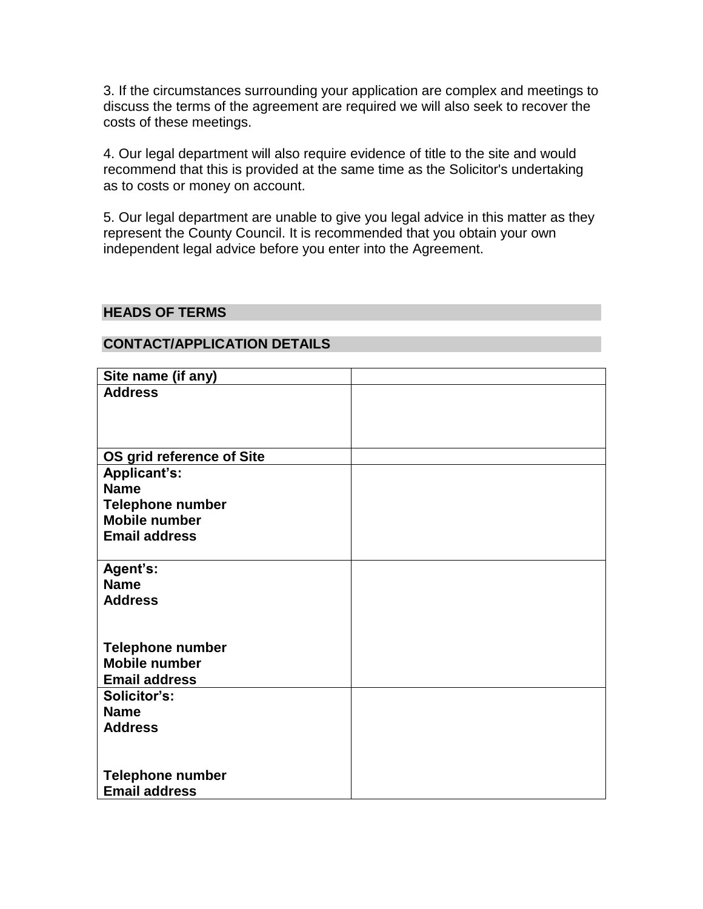3. If the circumstances surrounding your application are complex and meetings to discuss the terms of the agreement are required we will also seek to recover the costs of these meetings.

4. Our legal department will also require evidence of title to the site and would recommend that this is provided at the same time as the Solicitor's undertaking as to costs or money on account.

5. Our legal department are unable to give you legal advice in this matter as they represent the County Council. It is recommended that you obtain your own independent legal advice before you enter into the Agreement.

## HEADS OF TERMS

## CONTACT/APPLICATION DETAILS

| | |
|---|---|
| **Site name (if any)** | |
| **Address** | |
| **OS grid reference of Site** | |
| **Applicant's:**<br>**Name**<br>**Telephone number**<br>**Mobile number**<br>**Email address** | |
| **Agent's:**<br>**Name**<br>**Address**<br><br>**Telephone number**<br>**Mobile number**<br>**Email address** | |
| **Solicitor's:**<br>**Name**<br>**Address**<br><br>**Telephone number**<br>**Email address** | |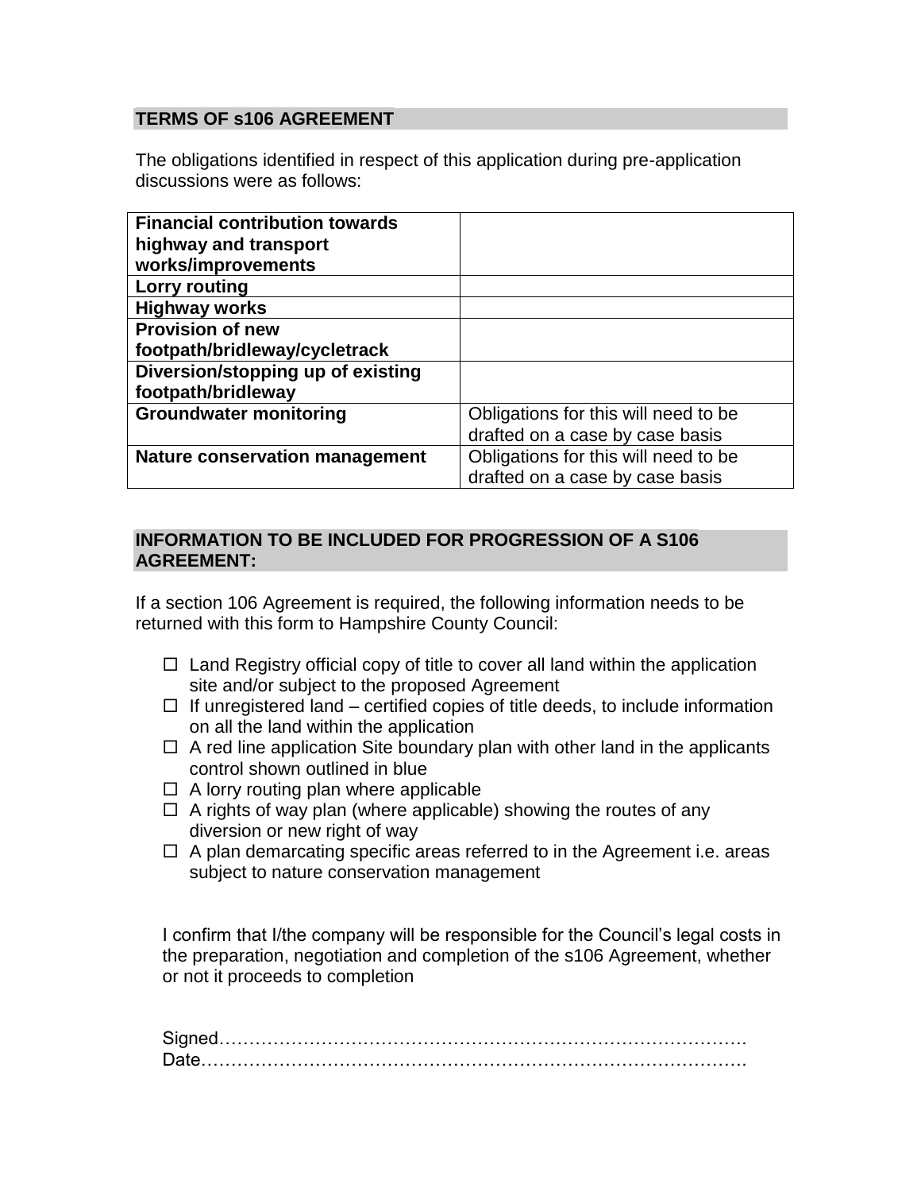## TERMS OF s106 AGREEMENT

The obligations identified in respect of this application during pre-application discussions were as follows:

| | |
|---|---|
| **Financial contribution towards highway and transport works/improvements** | |
| **Lorry routing** | |
| **Highway works** | |
| **Provision of new footpath/bridleway/cycletrack** | |
| **Diversion/stopping up of existing footpath/bridleway** | |
| **Groundwater monitoring** | Obligations for this will need to be drafted on a case by case basis |
| **Nature conservation management** | Obligations for this will need to be drafted on a case by case basis |

## INFORMATION TO BE INCLUDED FOR PROGRESSION OF A S106 AGREEMENT:

If a section 106 Agreement is required, the following information needs to be returned with this form to Hampshire County Council:

- ☐ Land Registry official copy of title to cover all land within the application site and/or subject to the proposed Agreement
- ☐ If unregistered land – certified copies of title deeds, to include information on all the land within the application
- ☐ A red line application Site boundary plan with other land in the applicants control shown outlined in blue
- ☐ A lorry routing plan where applicable
- ☐ A rights of way plan (where applicable) showing the routes of any diversion or new right of way
- ☐ A plan demarcating specific areas referred to in the Agreement i.e. areas subject to nature conservation management

I confirm that I/the company will be responsible for the Council's legal costs in the preparation, negotiation and completion of the s106 Agreement, whether or not it proceeds to completion

Signed……………………………………………………………………………
Date………………………………………………………………………………